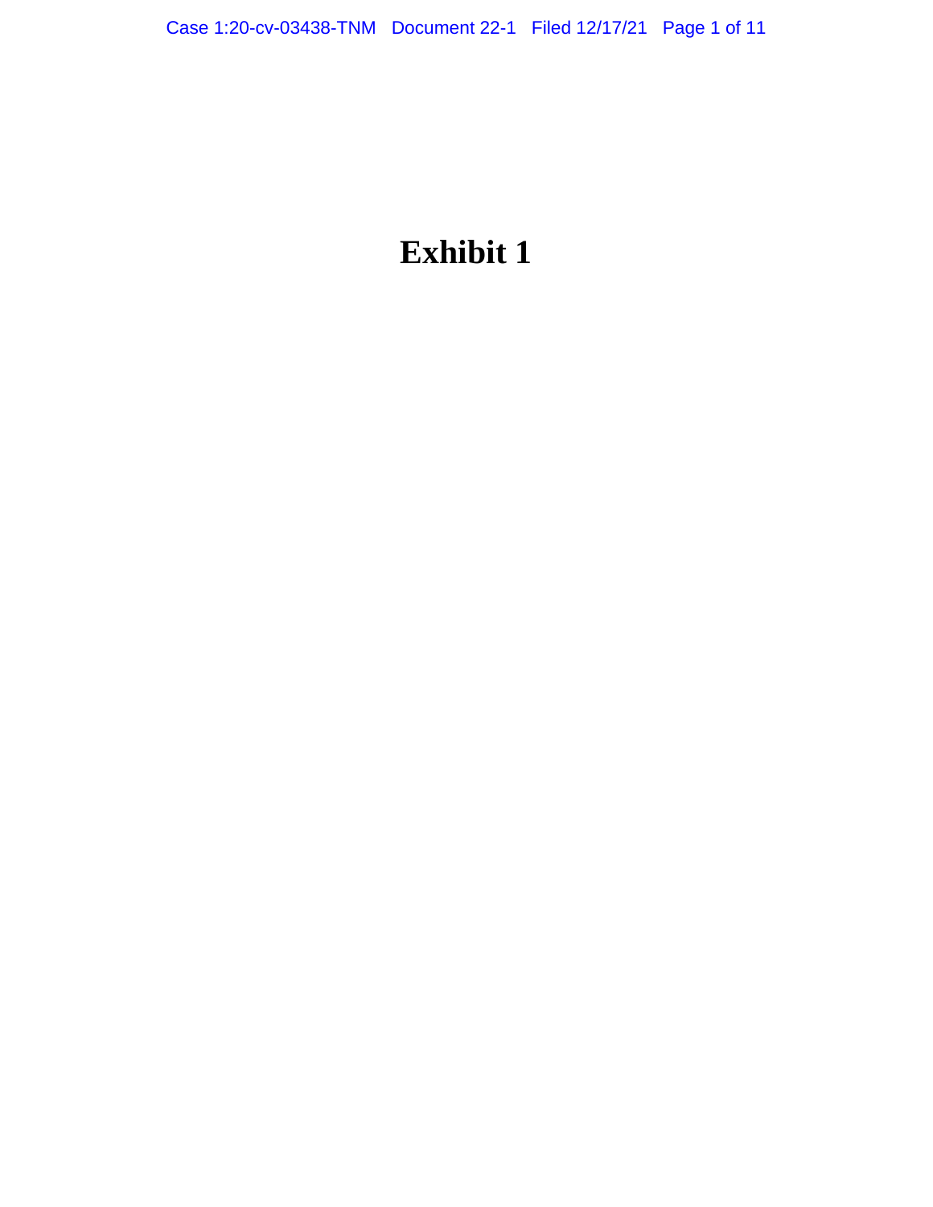# Exhibit 1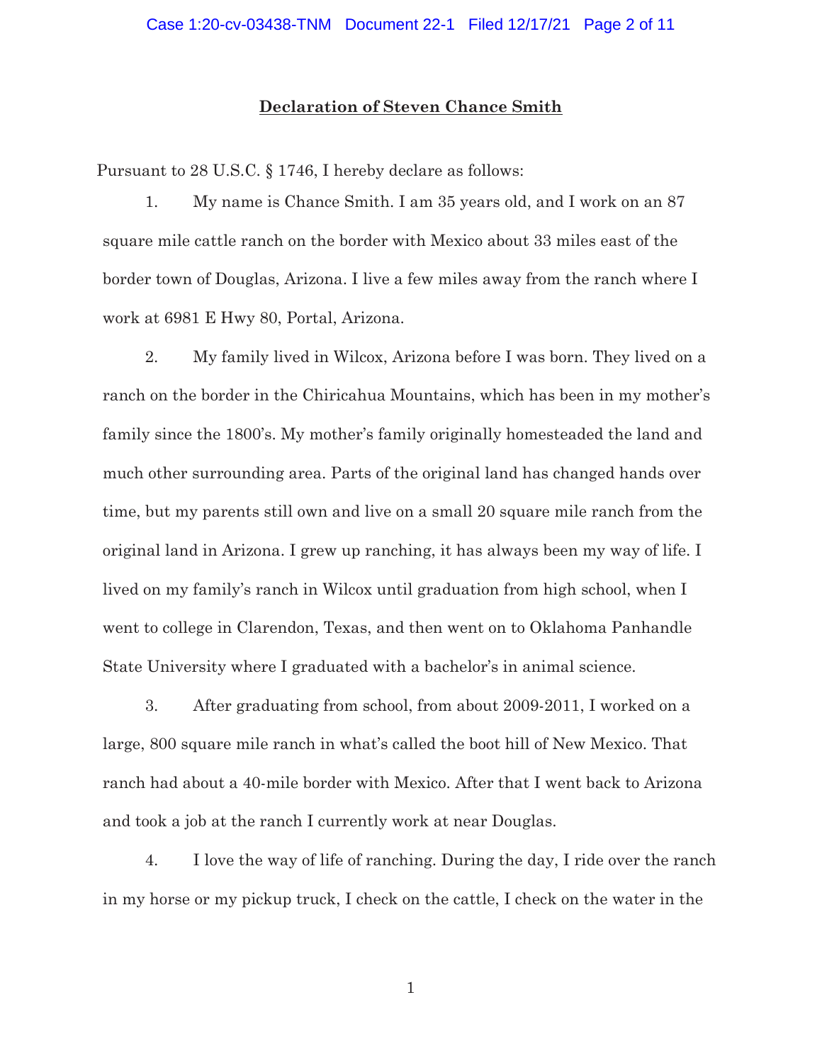## Declaration of Steven Chance Smith

Pursuant to 28 U.S.C. § 1746, I hereby declare as follows:

1. My name is Chance Smith. I am 35 years old, and I work on an 87 square mile cattle ranch on the border with Mexico about 33 miles east of the border town of Douglas, Arizona. I live a few miles away from the ranch where I work at 6981 E Hwy 80, Portal, Arizona.

2. My family lived in Wilcox, Arizona before I was born. They lived on a ranch on the border in the Chiricahua Mountains, which has been in my mother's family since the 1800's. My mother's family originally homesteaded the land and much other surrounding area. Parts of the original land has changed hands over time, but my parents still own and live on a small 20 square mile ranch from the original land in Arizona. I grew up ranching, it has always been my way of life. I lived on my family's ranch in Wilcox until graduation from high school, when I went to college in Clarendon, Texas, and then went on to Oklahoma Panhandle State University where I graduated with a bachelor's in animal science.

3. After graduating from school, from about 2009-2011, I worked on a large, 800 square mile ranch in what's called the boot hill of New Mexico. That ranch had about a 40-mile border with Mexico. After that I went back to Arizona and took a job at the ranch I currently work at near Douglas.

4. I love the way of life of ranching. During the day, I ride over the ranch in my horse or my pickup truck, I check on the cattle, I check on the water in the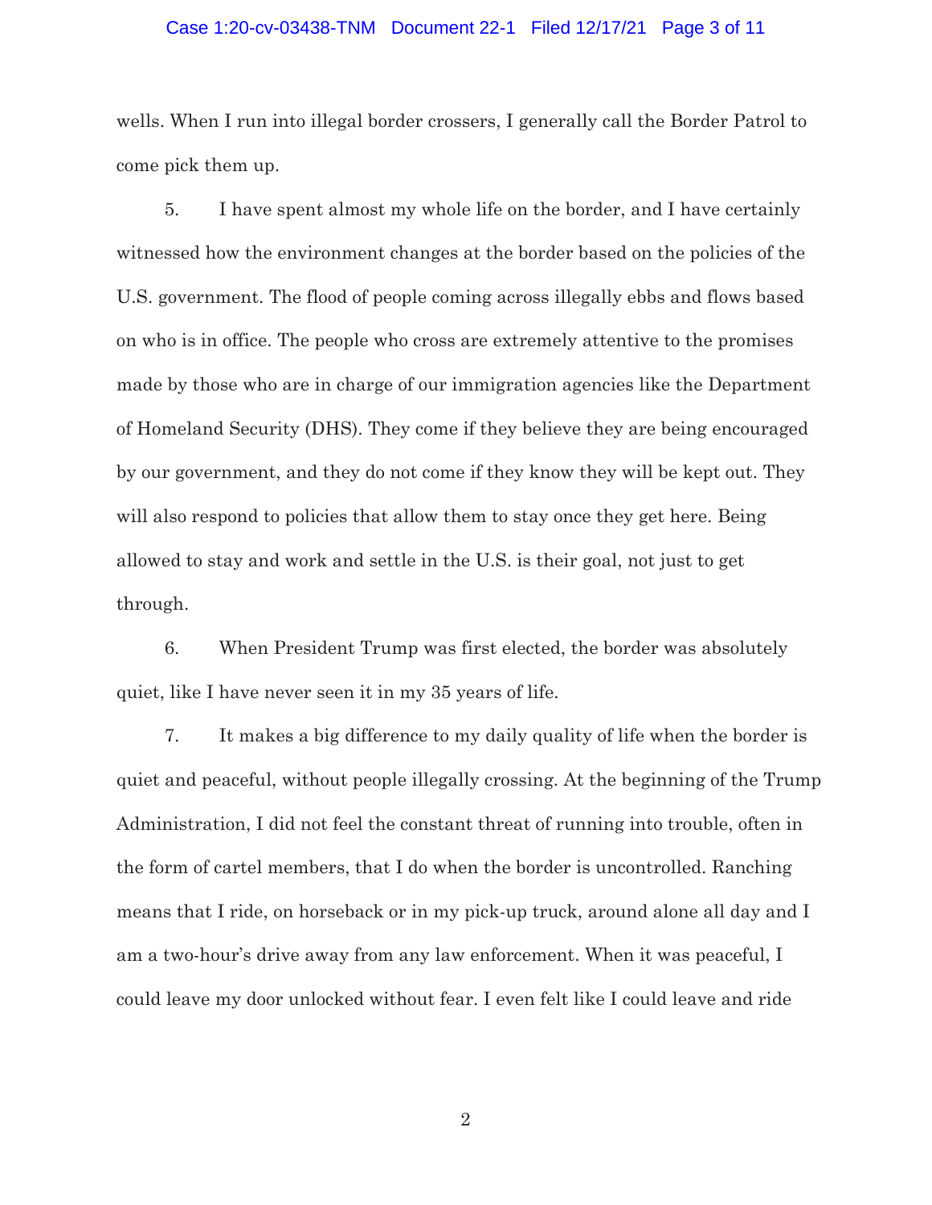wells. When I run into illegal border crossers, I generally call the Border Patrol to come pick them up.

5. I have spent almost my whole life on the border, and I have certainly witnessed how the environment changes at the border based on the policies of the U.S. government. The flood of people coming across illegally ebbs and flows based on who is in office. The people who cross are extremely attentive to the promises made by those who are in charge of our immigration agencies like the Department of Homeland Security (DHS). They come if they believe they are being encouraged by our government, and they do not come if they know they will be kept out. They will also respond to policies that allow them to stay once they get here. Being allowed to stay and work and settle in the U.S. is their goal, not just to get through.

6. When President Trump was first elected, the border was absolutely quiet, like I have never seen it in my 35 years of life.

7. It makes a big difference to my daily quality of life when the border is quiet and peaceful, without people illegally crossing. At the beginning of the Trump Administration, I did not feel the constant threat of running into trouble, often in the form of cartel members, that I do when the border is uncontrolled. Ranching means that I ride, on horseback or in my pick-up truck, around alone all day and I am a two-hour's drive away from any law enforcement. When it was peaceful, I could leave my door unlocked without fear. I even felt like I could leave and ride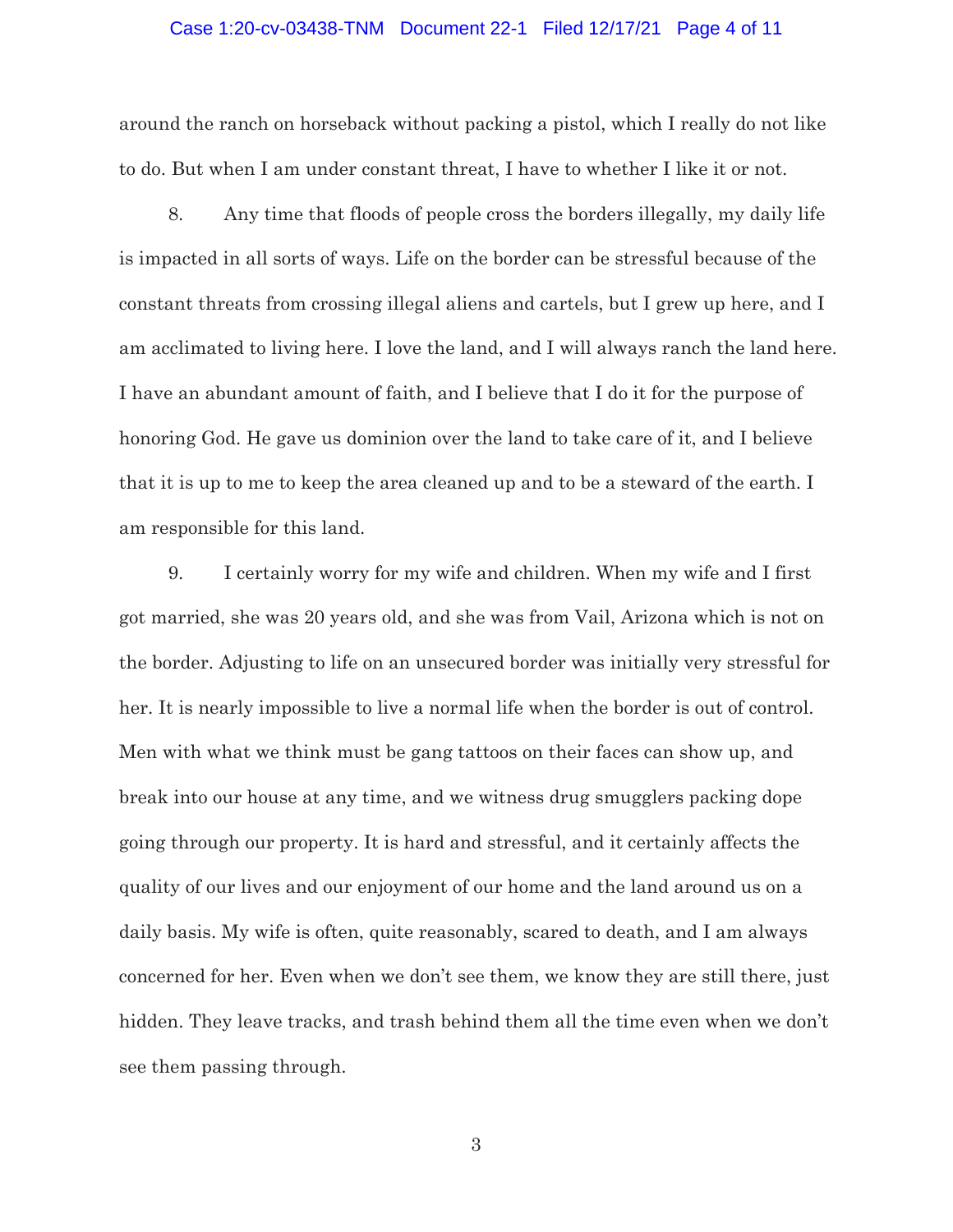around the ranch on horseback without packing a pistol, which I really do not like to do. But when I am under constant threat, I have to whether I like it or not.

8. Any time that floods of people cross the borders illegally, my daily life is impacted in all sorts of ways. Life on the border can be stressful because of the constant threats from crossing illegal aliens and cartels, but I grew up here, and I am acclimated to living here. I love the land, and I will always ranch the land here. I have an abundant amount of faith, and I believe that I do it for the purpose of honoring God. He gave us dominion over the land to take care of it, and I believe that it is up to me to keep the area cleaned up and to be a steward of the earth. I am responsible for this land.

9. I certainly worry for my wife and children. When my wife and I first got married, she was 20 years old, and she was from Vail, Arizona which is not on the border. Adjusting to life on an unsecured border was initially very stressful for her. It is nearly impossible to live a normal life when the border is out of control. Men with what we think must be gang tattoos on their faces can show up, and break into our house at any time, and we witness drug smugglers packing dope going through our property. It is hard and stressful, and it certainly affects the quality of our lives and our enjoyment of our home and the land around us on a daily basis. My wife is often, quite reasonably, scared to death, and I am always concerned for her. Even when we don't see them, we know they are still there, just hidden. They leave tracks, and trash behind them all the time even when we don't see them passing through.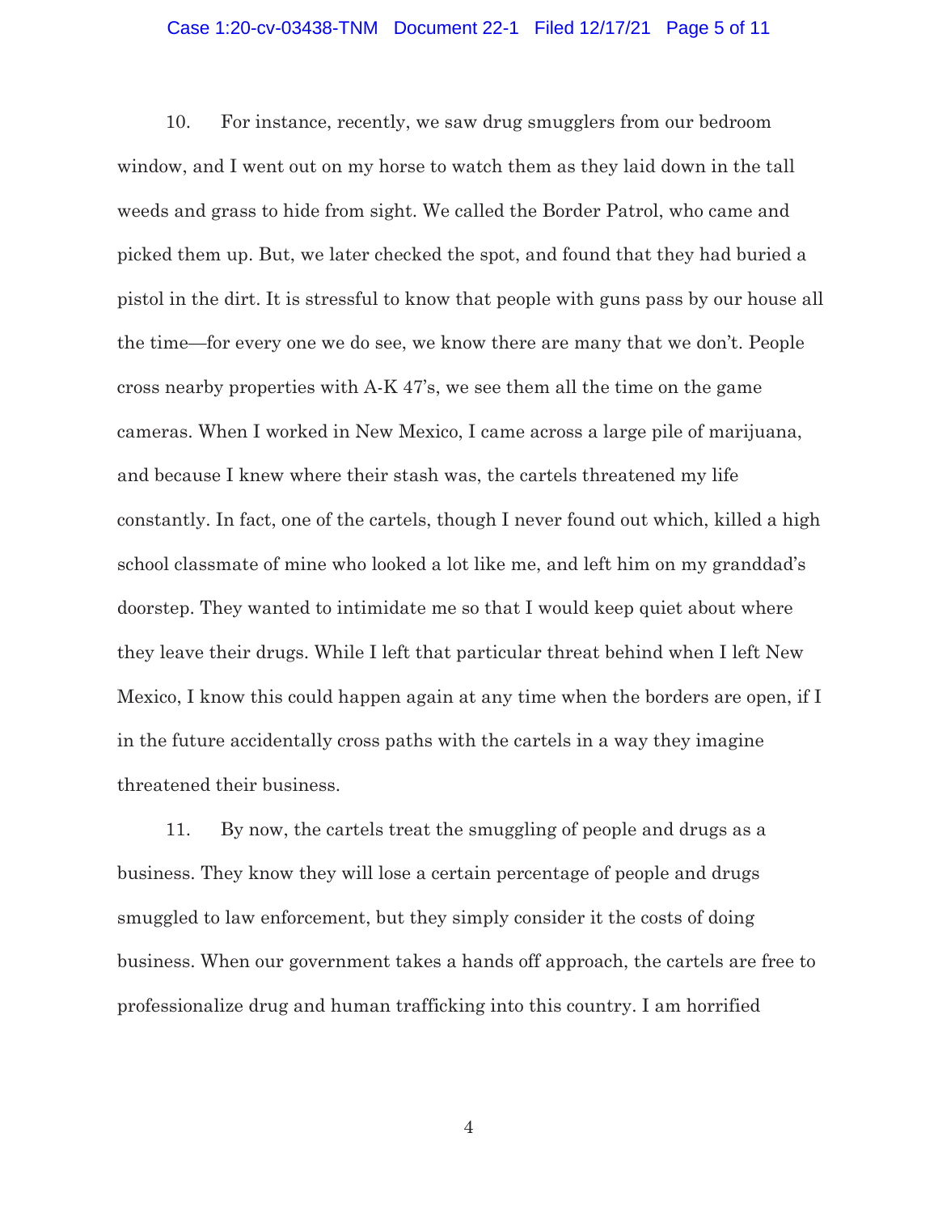10. For instance, recently, we saw drug smugglers from our bedroom window, and I went out on my horse to watch them as they laid down in the tall weeds and grass to hide from sight. We called the Border Patrol, who came and picked them up. But, we later checked the spot, and found that they had buried a pistol in the dirt. It is stressful to know that people with guns pass by our house all the time—for every one we do see, we know there are many that we don't. People cross nearby properties with A-K 47's, we see them all the time on the game cameras. When I worked in New Mexico, I came across a large pile of marijuana, and because I knew where their stash was, the cartels threatened my life constantly. In fact, one of the cartels, though I never found out which, killed a high school classmate of mine who looked a lot like me, and left him on my granddad's doorstep. They wanted to intimidate me so that I would keep quiet about where they leave their drugs. While I left that particular threat behind when I left New Mexico, I know this could happen again at any time when the borders are open, if I in the future accidentally cross paths with the cartels in a way they imagine threatened their business.

11. By now, the cartels treat the smuggling of people and drugs as a business. They know they will lose a certain percentage of people and drugs smuggled to law enforcement, but they simply consider it the costs of doing business. When our government takes a hands off approach, the cartels are free to professionalize drug and human trafficking into this country. I am horrified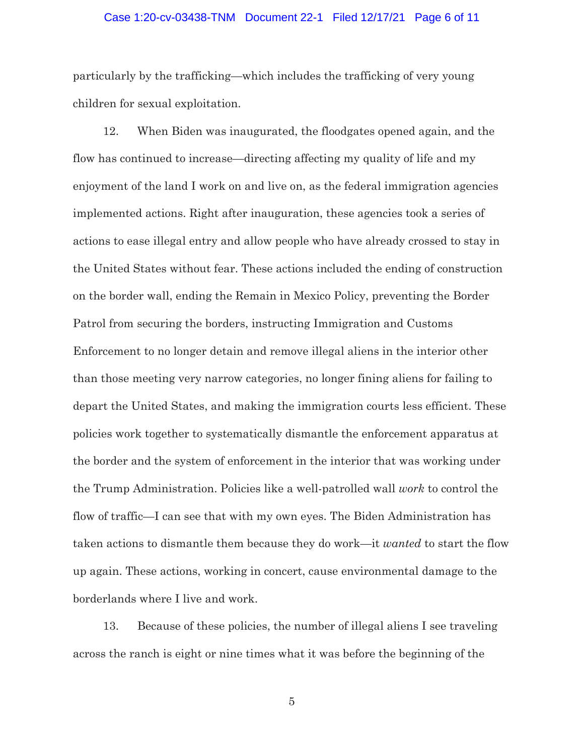particularly by the trafficking—which includes the trafficking of very young children for sexual exploitation.

12. When Biden was inaugurated, the floodgates opened again, and the flow has continued to increase—directing affecting my quality of life and my enjoyment of the land I work on and live on, as the federal immigration agencies implemented actions. Right after inauguration, these agencies took a series of actions to ease illegal entry and allow people who have already crossed to stay in the United States without fear. These actions included the ending of construction on the border wall, ending the Remain in Mexico Policy, preventing the Border Patrol from securing the borders, instructing Immigration and Customs Enforcement to no longer detain and remove illegal aliens in the interior other than those meeting very narrow categories, no longer fining aliens for failing to depart the United States, and making the immigration courts less efficient. These policies work together to systematically dismantle the enforcement apparatus at the border and the system of enforcement in the interior that was working under the Trump Administration. Policies like a well-patrolled wall *work* to control the flow of traffic—I can see that with my own eyes. The Biden Administration has taken actions to dismantle them because they do work—it *wanted* to start the flow up again. These actions, working in concert, cause environmental damage to the borderlands where I live and work.

13. Because of these policies, the number of illegal aliens I see traveling across the ranch is eight or nine times what it was before the beginning of the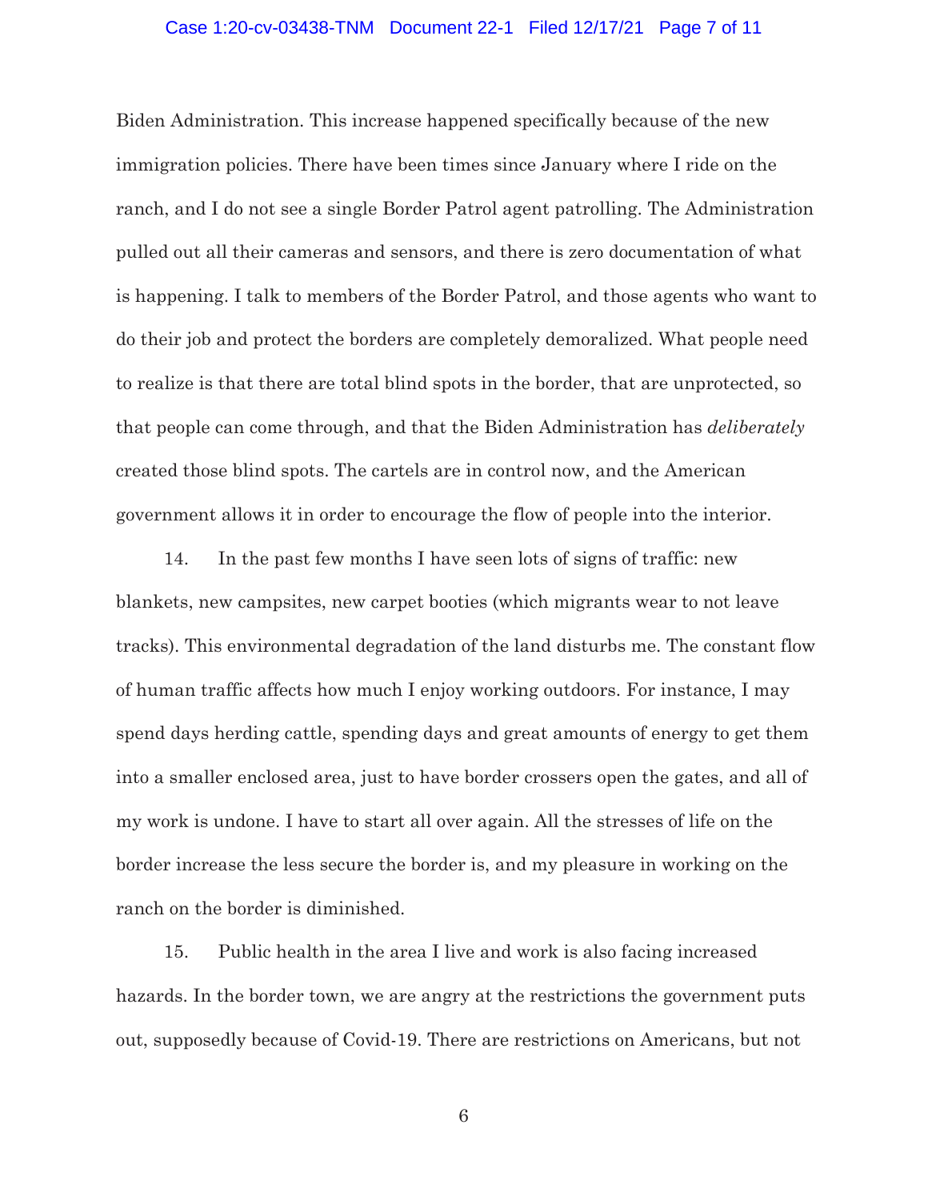Biden Administration. This increase happened specifically because of the new immigration policies. There have been times since January where I ride on the ranch, and I do not see a single Border Patrol agent patrolling. The Administration pulled out all their cameras and sensors, and there is zero documentation of what is happening. I talk to members of the Border Patrol, and those agents who want to do their job and protect the borders are completely demoralized. What people need to realize is that there are total blind spots in the border, that are unprotected, so that people can come through, and that the Biden Administration has *deliberately* created those blind spots. The cartels are in control now, and the American government allows it in order to encourage the flow of people into the interior.

14. In the past few months I have seen lots of signs of traffic: new blankets, new campsites, new carpet booties (which migrants wear to not leave tracks). This environmental degradation of the land disturbs me. The constant flow of human traffic affects how much I enjoy working outdoors. For instance, I may spend days herding cattle, spending days and great amounts of energy to get them into a smaller enclosed area, just to have border crossers open the gates, and all of my work is undone. I have to start all over again. All the stresses of life on the border increase the less secure the border is, and my pleasure in working on the ranch on the border is diminished.

15. Public health in the area I live and work is also facing increased hazards. In the border town, we are angry at the restrictions the government puts out, supposedly because of Covid-19. There are restrictions on Americans, but not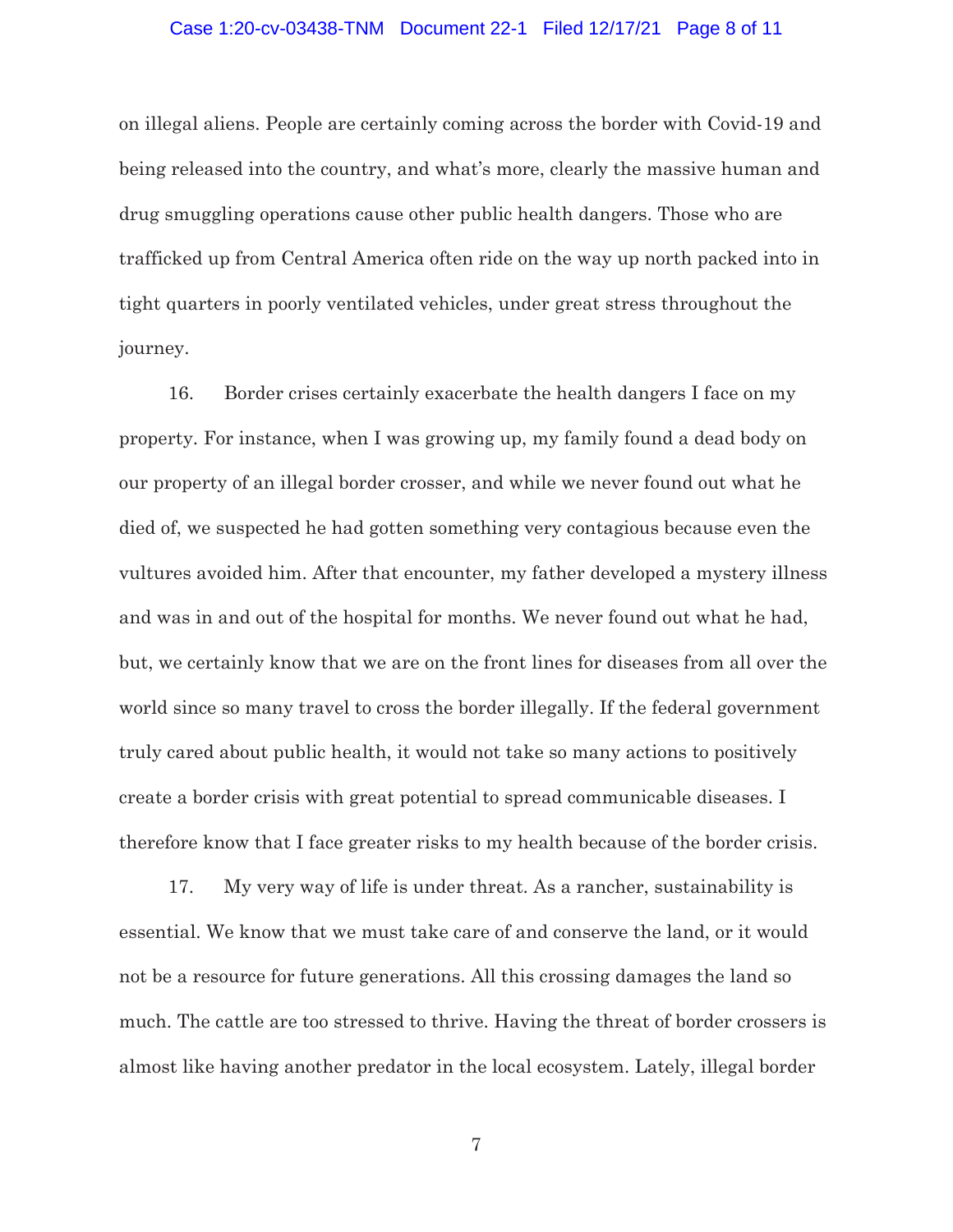on illegal aliens. People are certainly coming across the border with Covid-19 and being released into the country, and what's more, clearly the massive human and drug smuggling operations cause other public health dangers. Those who are trafficked up from Central America often ride on the way up north packed into in tight quarters in poorly ventilated vehicles, under great stress throughout the journey.

16. Border crises certainly exacerbate the health dangers I face on my property. For instance, when I was growing up, my family found a dead body on our property of an illegal border crosser, and while we never found out what he died of, we suspected he had gotten something very contagious because even the vultures avoided him. After that encounter, my father developed a mystery illness and was in and out of the hospital for months. We never found out what he had, but, we certainly know that we are on the front lines for diseases from all over the world since so many travel to cross the border illegally. If the federal government truly cared about public health, it would not take so many actions to positively create a border crisis with great potential to spread communicable diseases. I therefore know that I face greater risks to my health because of the border crisis.

17. My very way of life is under threat. As a rancher, sustainability is essential. We know that we must take care of and conserve the land, or it would not be a resource for future generations. All this crossing damages the land so much. The cattle are too stressed to thrive. Having the threat of border crossers is almost like having another predator in the local ecosystem. Lately, illegal border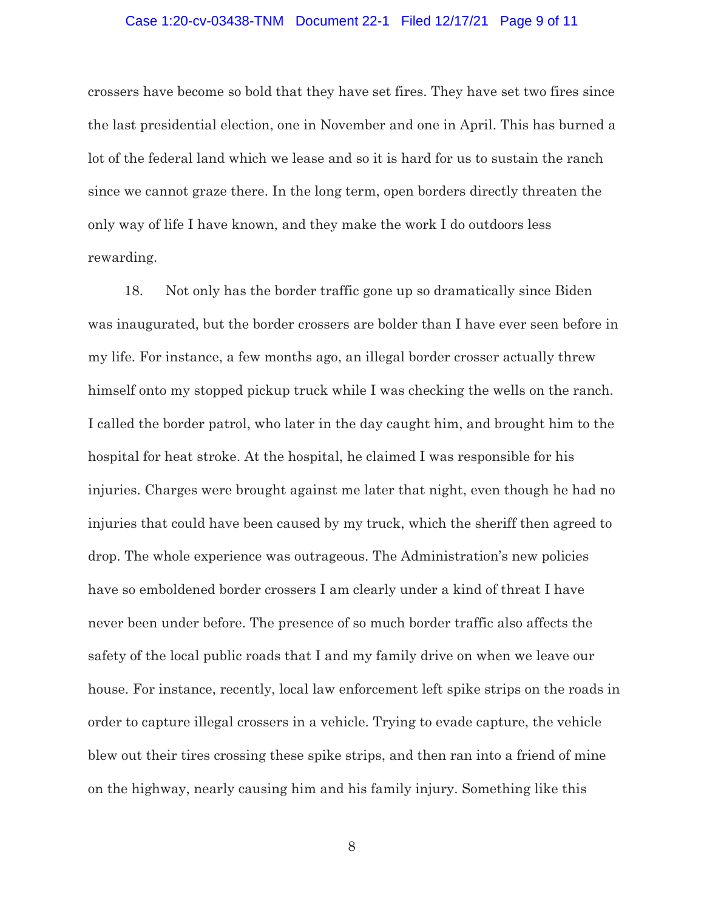crossers have become so bold that they have set fires. They have set two fires since the last presidential election, one in November and one in April. This has burned a lot of the federal land which we lease and so it is hard for us to sustain the ranch since we cannot graze there. In the long term, open borders directly threaten the only way of life I have known, and they make the work I do outdoors less rewarding.

18. Not only has the border traffic gone up so dramatically since Biden was inaugurated, but the border crossers are bolder than I have ever seen before in my life. For instance, a few months ago, an illegal border crosser actually threw himself onto my stopped pickup truck while I was checking the wells on the ranch. I called the border patrol, who later in the day caught him, and brought him to the hospital for heat stroke. At the hospital, he claimed I was responsible for his injuries. Charges were brought against me later that night, even though he had no injuries that could have been caused by my truck, which the sheriff then agreed to drop. The whole experience was outrageous. The Administration's new policies have so emboldened border crossers I am clearly under a kind of threat I have never been under before. The presence of so much border traffic also affects the safety of the local public roads that I and my family drive on when we leave our house. For instance, recently, local law enforcement left spike strips on the roads in order to capture illegal crossers in a vehicle. Trying to evade capture, the vehicle blew out their tires crossing these spike strips, and then ran into a friend of mine on the highway, nearly causing him and his family injury. Something like this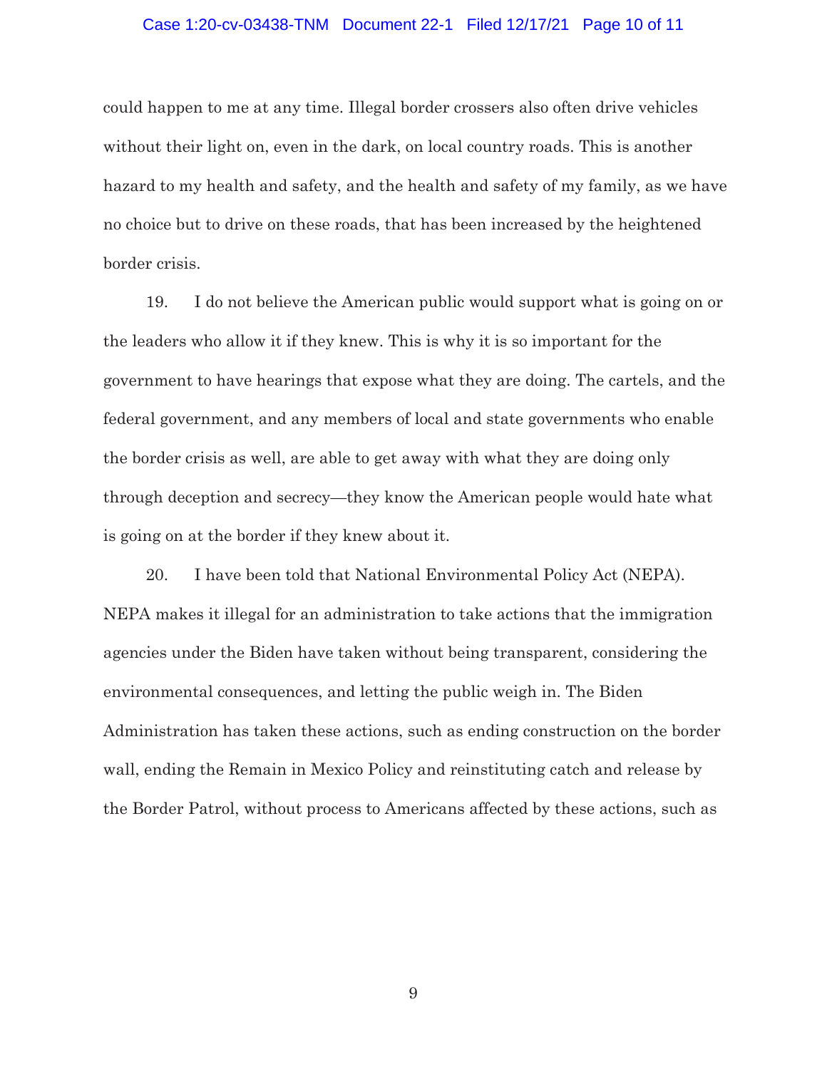could happen to me at any time. Illegal border crossers also often drive vehicles without their light on, even in the dark, on local country roads. This is another hazard to my health and safety, and the health and safety of my family, as we have no choice but to drive on these roads, that has been increased by the heightened border crisis.

19. I do not believe the American public would support what is going on or the leaders who allow it if they knew. This is why it is so important for the government to have hearings that expose what they are doing. The cartels, and the federal government, and any members of local and state governments who enable the border crisis as well, are able to get away with what they are doing only through deception and secrecy—they know the American people would hate what is going on at the border if they knew about it.

20. I have been told that National Environmental Policy Act (NEPA). NEPA makes it illegal for an administration to take actions that the immigration agencies under the Biden have taken without being transparent, considering the environmental consequences, and letting the public weigh in. The Biden Administration has taken these actions, such as ending construction on the border wall, ending the Remain in Mexico Policy and reinstituting catch and release by the Border Patrol, without process to Americans affected by these actions, such as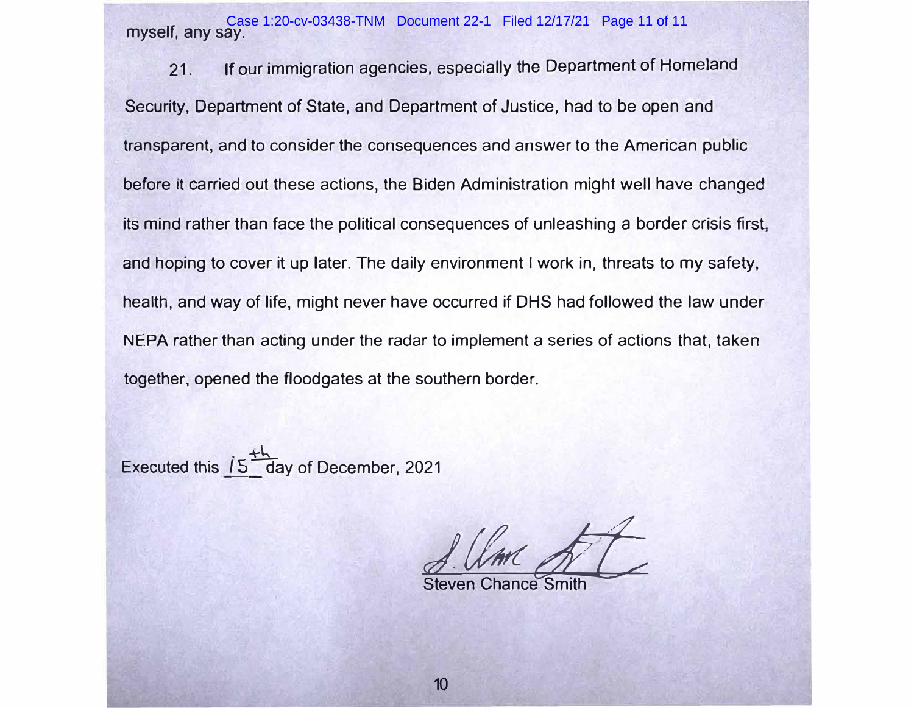myself, any say.

21. If our immigration agencies, especially the Department of Homeland Security, Department of State, and Department of Justice, had to be open and transparent, and to consider the consequences and answer to the American public before it carried out these actions, the Biden Administration might well have changed its mind rather than face the political consequences of unleashing a border crisis first, and hoping to cover it up later. The daily environment I work in, threats to my safety, health, and way of life, might never have occurred if DHS had followed the law under NEPA rather than acting under the radar to implement a series of actions that, taken together, opened the floodgates at the southern border.

Executed this 15th day of December, 2021

Steven Chance Smith